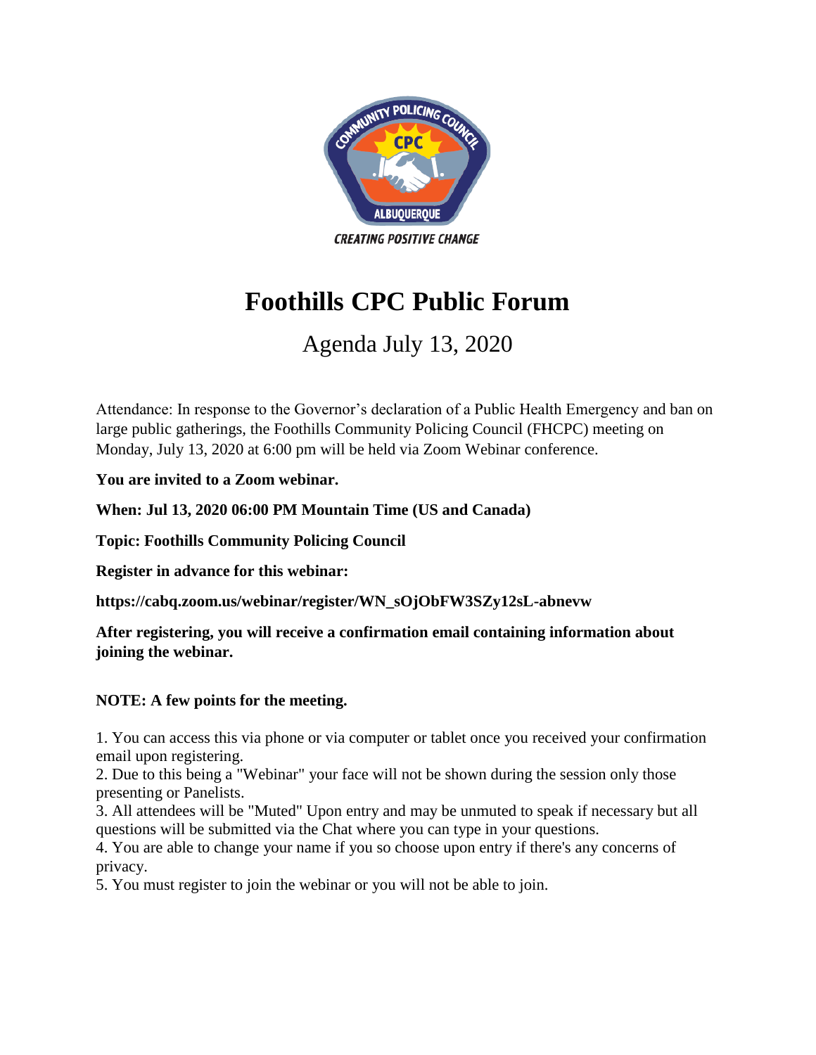# Foothills CPC Public Forum

## Agenda July 13, 2020

Attendance: In response to the Governor's declaration of a Public Health Emergency and ban on large public gatherings, the Foothills Community Policing Council (FHCPC) meeting on Monday, July 13, 2020 at 6:00 pm will be held via Zoom Webinar conference.

**You are invited to a Zoom webinar.**

**When: Jul 13, 2020 06:00 PM Mountain Time (US and Canada)**

**Topic: Foothills Community Policing Council**

**Register in advance for this webinar:**

**https://cabq.zoom.us/webinar/register/WN_sOjObFW3SZy12sL-abnevw**

**After registering, you will receive a confirmation email containing information about joining the webinar.**

**NOTE: A few points for the meeting.**

1. You can access this via phone or via computer or tablet once you received your confirmation email upon registering.
2. Due to this being a "Webinar" your face will not be shown during the session only those presenting or Panelists.
3. All attendees will be "Muted" Upon entry and may be unmuted to speak if necessary but all questions will be submitted via the Chat where you can type in your questions.
4. You are able to change your name if you so choose upon entry if there's any concerns of privacy.
5. You must register to join the webinar or you will not be able to join.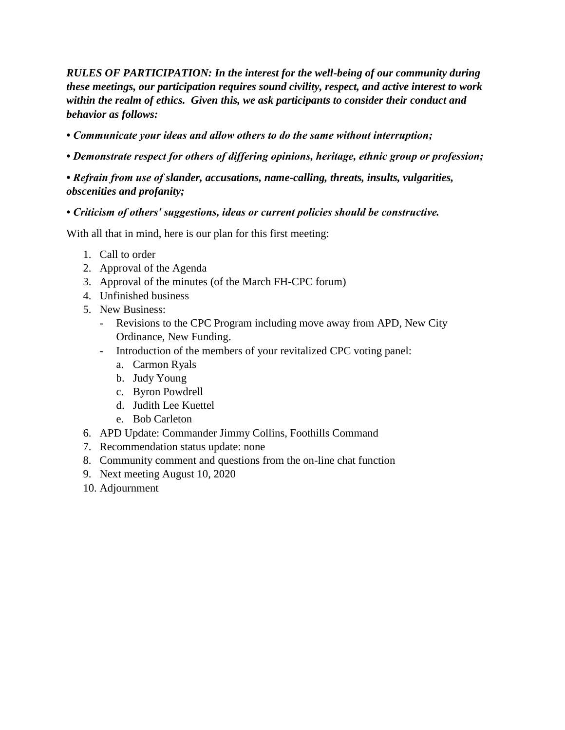***RULES OF PARTICIPATION: In the interest for the well-being of our community during these meetings, our participation requires sound civility, respect, and active interest to work within the realm of ethics. Given this, we ask participants to consider their conduct and behavior as follows:***

***• Communicate your ideas and allow others to do the same without interruption;***

***• Demonstrate respect for others of differing opinions, heritage, ethnic group or profession;***

***• Refrain from use of slander, accusations, name-calling, threats, insults, vulgarities, obscenities and profanity;***

***• Criticism of others' suggestions, ideas or current policies should be constructive.***

With all that in mind, here is our plan for this first meeting:

1. Call to order
2. Approval of the Agenda
3. Approval of the minutes (of the March FH-CPC forum)
4. Unfinished business
5. New Business:
   - Revisions to the CPC Program including move away from APD, New City Ordinance, New Funding.
   - Introduction of the members of your revitalized CPC voting panel:
     a. Carmon Ryals
     b. Judy Young
     c. Byron Powdrell
     d. Judith Lee Kuettel
     e. Bob Carleton
6. APD Update: Commander Jimmy Collins, Foothills Command
7. Recommendation status update: none
8. Community comment and questions from the on-line chat function
9. Next meeting August 10, 2020
10. Adjournment